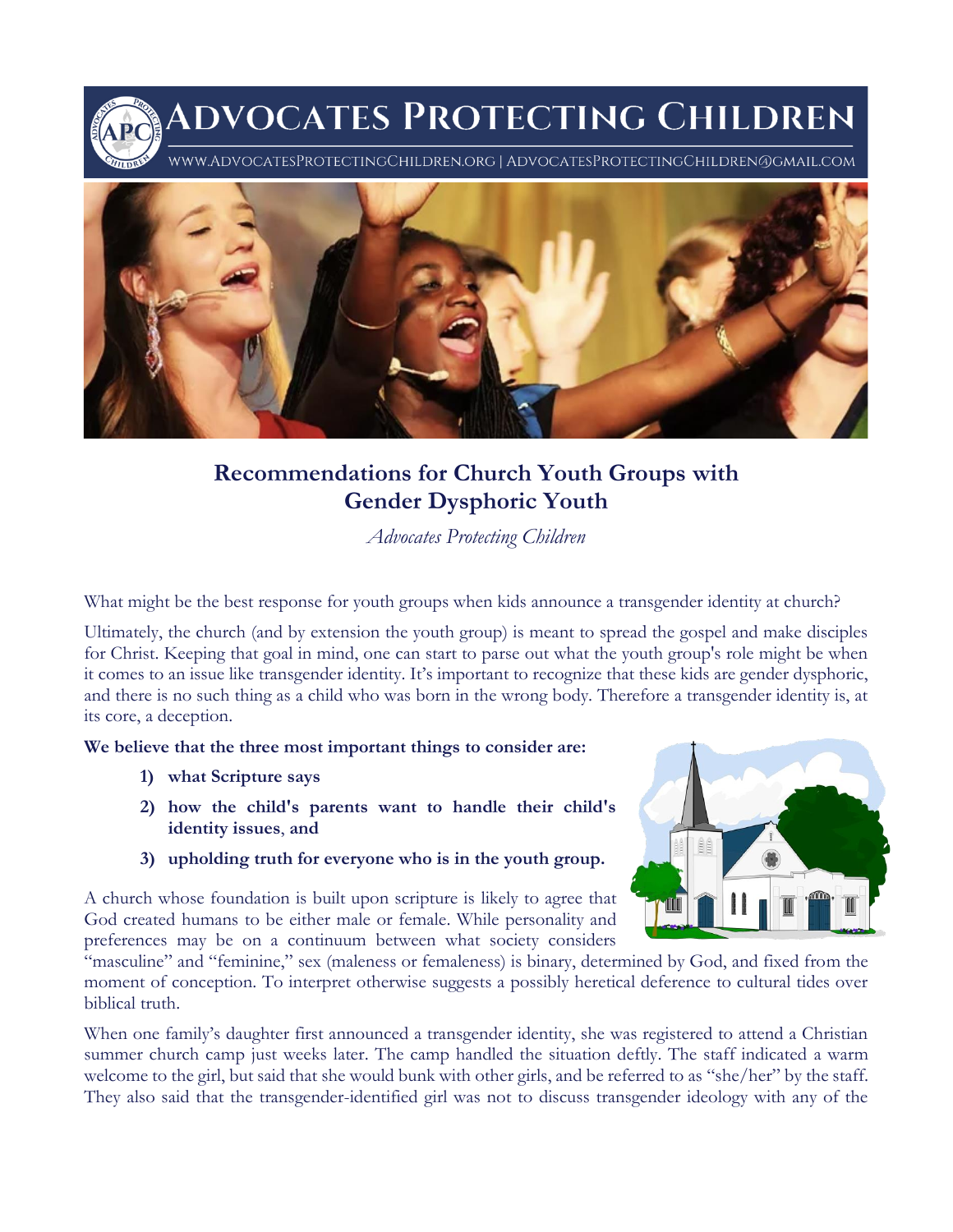# Advocates Protecting Children

WWW.ADVOCATESPROTECTINGCHILDREN.ORG | ADVOCATESPROTECTINGCHILDREN@GMAIL.COM

## Recommendations for Church Youth Groups with Gender Dysphoric Youth

*Advocates Protecting Children*

What might be the best response for youth groups when kids announce a transgender identity at church?

Ultimately, the church (and by extension the youth group) is meant to spread the gospel and make disciples for Christ. Keeping that goal in mind, one can start to parse out what the youth group's role might be when it comes to an issue like transgender identity. It's important to recognize that these kids are gender dysphoric, and there is no such thing as a child who was born in the wrong body. Therefore a transgender identity is, at its core, a deception.

**We believe that the three most important things to consider are:**

1) **what Scripture says**
2) **how the child's parents want to handle their child's identity issues**, **and**
3) **upholding truth for everyone who is in the youth group.**

A church whose foundation is built upon scripture is likely to agree that God created humans to be either male or female. While personality and preferences may be on a continuum between what society considers "masculine" and "feminine," sex (maleness or femaleness) is binary, determined by God, and fixed from the moment of conception. To interpret otherwise suggests a possibly heretical deference to cultural tides over biblical truth.

When one family's daughter first announced a transgender identity, she was registered to attend a Christian summer church camp just weeks later. The camp handled the situation deftly. The staff indicated a warm welcome to the girl, but said that she would bunk with other girls, and be referred to as "she/her" by the staff. They also said that the transgender-identified girl was not to discuss transgender ideology with any of the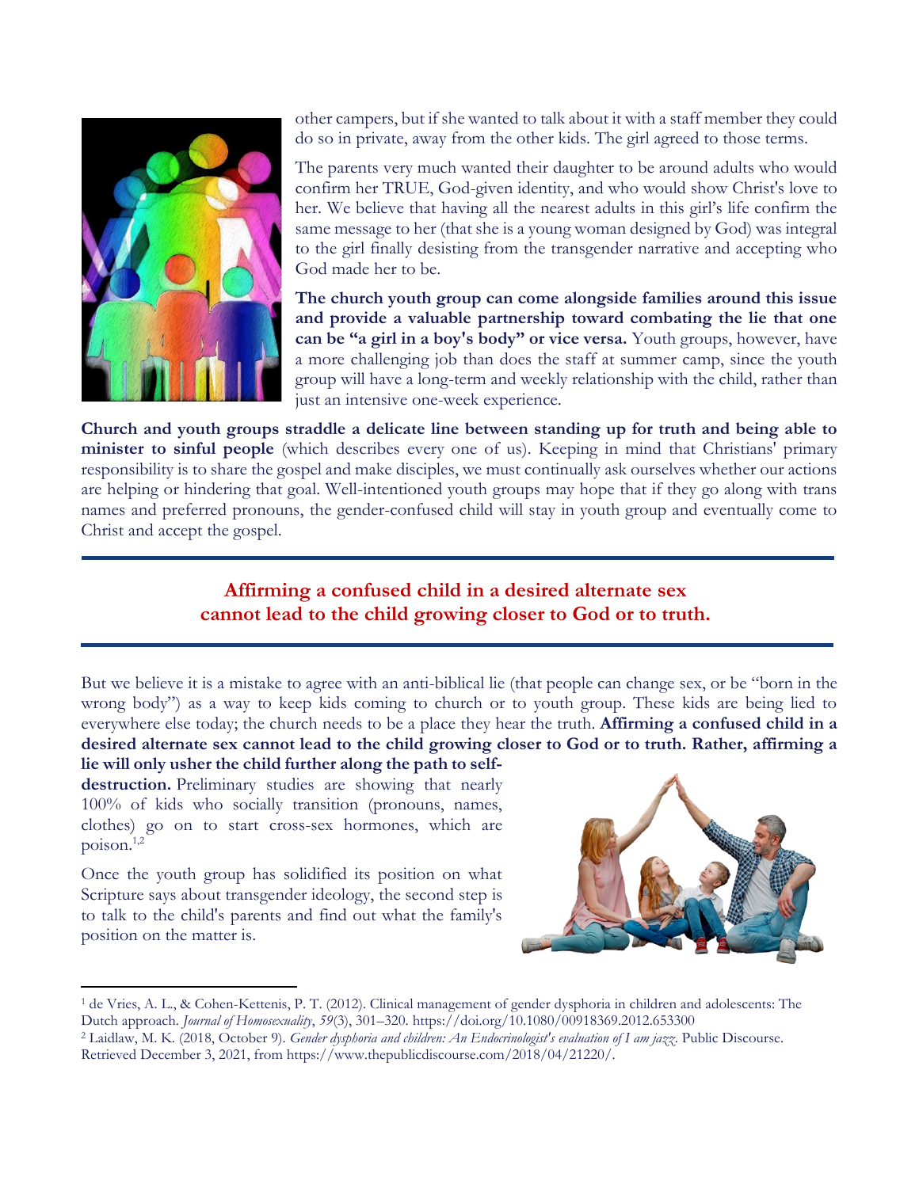other campers, but if she wanted to talk about it with a staff member they could do so in private, away from the other kids. The girl agreed to those terms.

The parents very much wanted their daughter to be around adults who would confirm her TRUE, God-given identity, and who would show Christ's love to her. We believe that having all the nearest adults in this girl's life confirm the same message to her (that she is a young woman designed by God) was integral to the girl finally desisting from the transgender narrative and accepting who God made her to be.

**The church youth group can come alongside families around this issue and provide a valuable partnership toward combating the lie that one can be "a girl in a boy's body" or vice versa.** Youth groups, however, have a more challenging job than does the staff at summer camp, since the youth group will have a long-term and weekly relationship with the child, rather than just an intensive one-week experience.

**Church and youth groups straddle a delicate line between standing up for truth and being able to minister to sinful people** (which describes every one of us). Keeping in mind that Christians' primary responsibility is to share the gospel and make disciples, we must continually ask ourselves whether our actions are helping or hindering that goal. Well-intentioned youth groups may hope that if they go along with trans names and preferred pronouns, the gender-confused child will stay in youth group and eventually come to Christ and accept the gospel.

---

**Affirming a confused child in a desired alternate sex cannot lead to the child growing closer to God or to truth.**

---

But we believe it is a mistake to agree with an anti-biblical lie (that people can change sex, or be "born in the wrong body") as a way to keep kids coming to church or to youth group. These kids are being lied to everywhere else today; the church needs to be a place they hear the truth. **Affirming a confused child in a desired alternate sex cannot lead to the child growing closer to God or to truth. Rather, affirming a lie will only usher the child further along the path to self-destruction.** Preliminary studies are showing that nearly 100% of kids who socially transition (pronouns, names, clothes) go on to start cross-sex hormones, which are poison.[1,2]

Once the youth group has solidified its position on what Scripture says about transgender ideology, the second step is to talk to the child's parents and find out what the family's position on the matter is.

---

[1] de Vries, A. L., & Cohen-Kettenis, P. T. (2012). Clinical management of gender dysphoria in children and adolescents: The Dutch approach. *Journal of Homosexuality*, *59*(3), 301–320. https://doi.org/10.1080/00918369.2012.653300

[2] Laidlaw, M. K. (2018, October 9). *Gender dysphoria and children: An Endocrinologist's evaluation of I am jazz*. Public Discourse. Retrieved December 3, 2021, from https://www.thepublicdiscourse.com/2018/04/21220/.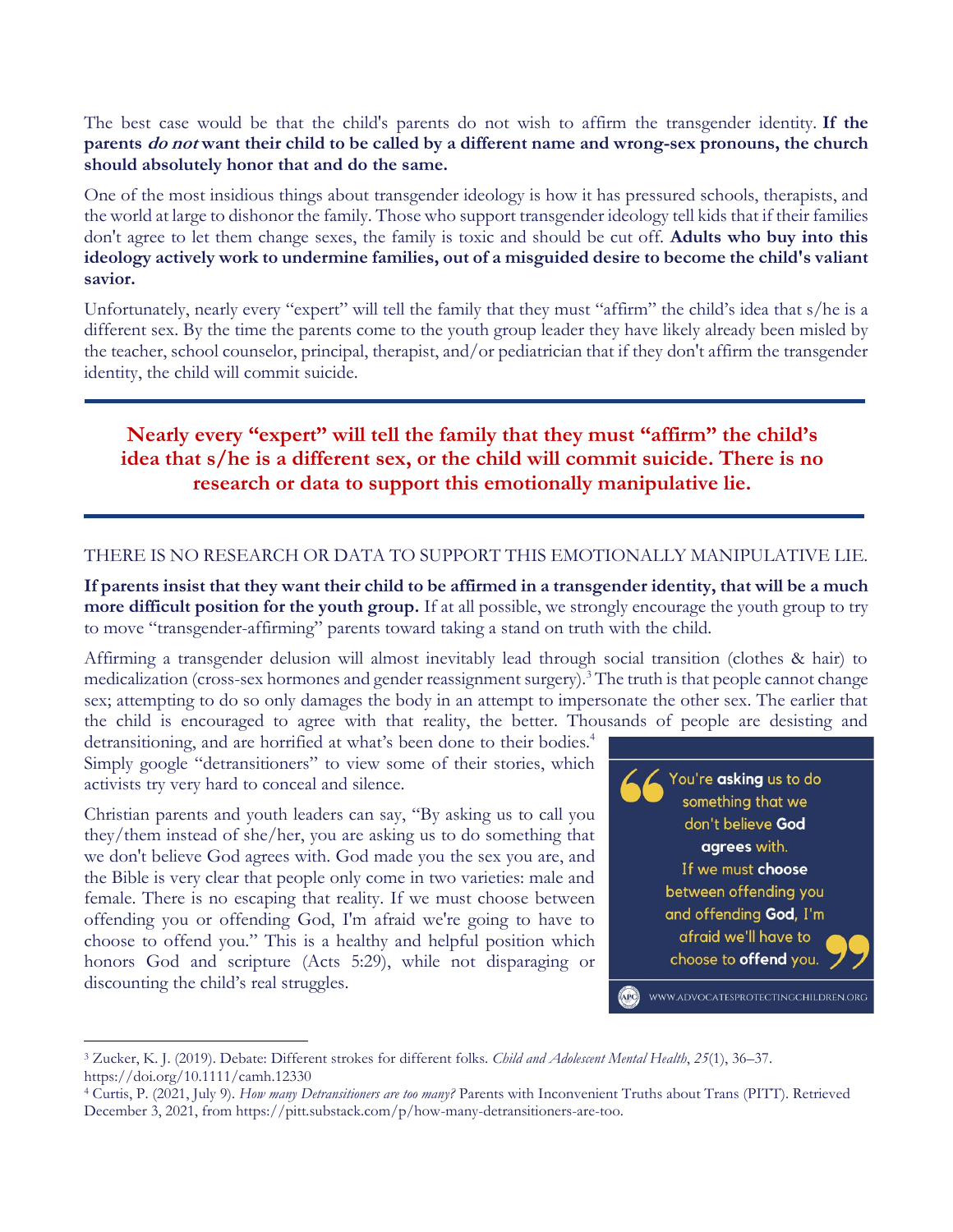The best case would be that the child's parents do not wish to affirm the transgender identity. **If the parents *do not* want their child to be called by a different name and wrong-sex pronouns, the church should absolutely honor that and do the same.**

One of the most insidious things about transgender ideology is how it has pressured schools, therapists, and the world at large to dishonor the family. Those who support transgender ideology tell kids that if their families don't agree to let them change sexes, the family is toxic and should be cut off. **Adults who buy into this ideology actively work to undermine families, out of a misguided desire to become the child's valiant savior.**

Unfortunately, nearly every "expert" will tell the family that they must "affirm" the child's idea that s/he is a different sex. By the time the parents come to the youth group leader they have likely already been misled by the teacher, school counselor, principal, therapist, and/or pediatrician that if they don't affirm the transgender identity, the child will commit suicide.

---

**Nearly every "expert" will tell the family that they must "affirm" the child's idea that s/he is a different sex, or the child will commit suicide. There is no research or data to support this emotionally manipulative lie.**

---

THERE IS NO RESEARCH OR DATA TO SUPPORT THIS EMOTIONALLY MANIPULATIVE LIE.

**If parents insist that they want their child to be affirmed in a transgender identity, that will be a much more difficult position for the youth group.** If at all possible, we strongly encourage the youth group to try to move "transgender-affirming" parents toward taking a stand on truth with the child.

Affirming a transgender delusion will almost inevitably lead through social transition (clothes & hair) to medicalization (cross-sex hormones and gender reassignment surgery).[3] The truth is that people cannot change sex; attempting to do so only damages the body in an attempt to impersonate the other sex. The earlier that the child is encouraged to agree with that reality, the better. Thousands of people are desisting and detransitioning, and are horrified at what's been done to their bodies.[4] Simply google "detransitioners" to view some of their stories, which activists try very hard to conceal and silence.

Christian parents and youth leaders can say, "By asking us to call you they/them instead of she/her, you are asking us to do something that we don't believe God agrees with. God made you the sex you are, and the Bible is very clear that people only come in two varieties: male and female. There is no escaping that reality. If we must choose between offending you or offending God, I'm afraid we're going to have to choose to offend you." This is a healthy and helpful position which honors God and scripture (Acts 5:29), while not disparaging or discounting the child's real struggles.

> "You're **asking** us to do something that we don't believe **God** **agrees** with. If we must **choose** between offending you and offending **God**, I'm afraid we'll have to choose to **offend** you."
>
> WWW.ADVOCATESPROTECTINGCHILDREN.ORG

---

[3] Zucker, K. J. (2019). Debate: Different strokes for different folks. *Child and Adolescent Mental Health*, *25*(1), 36–37. https://doi.org/10.1111/camh.12330

[4] Curtis, P. (2021, July 9). *How many Detransitioners are too many?* Parents with Inconvenient Truths about Trans (PITT). Retrieved December 3, 2021, from https://pitt.substack.com/p/how-many-detransitioners-are-too.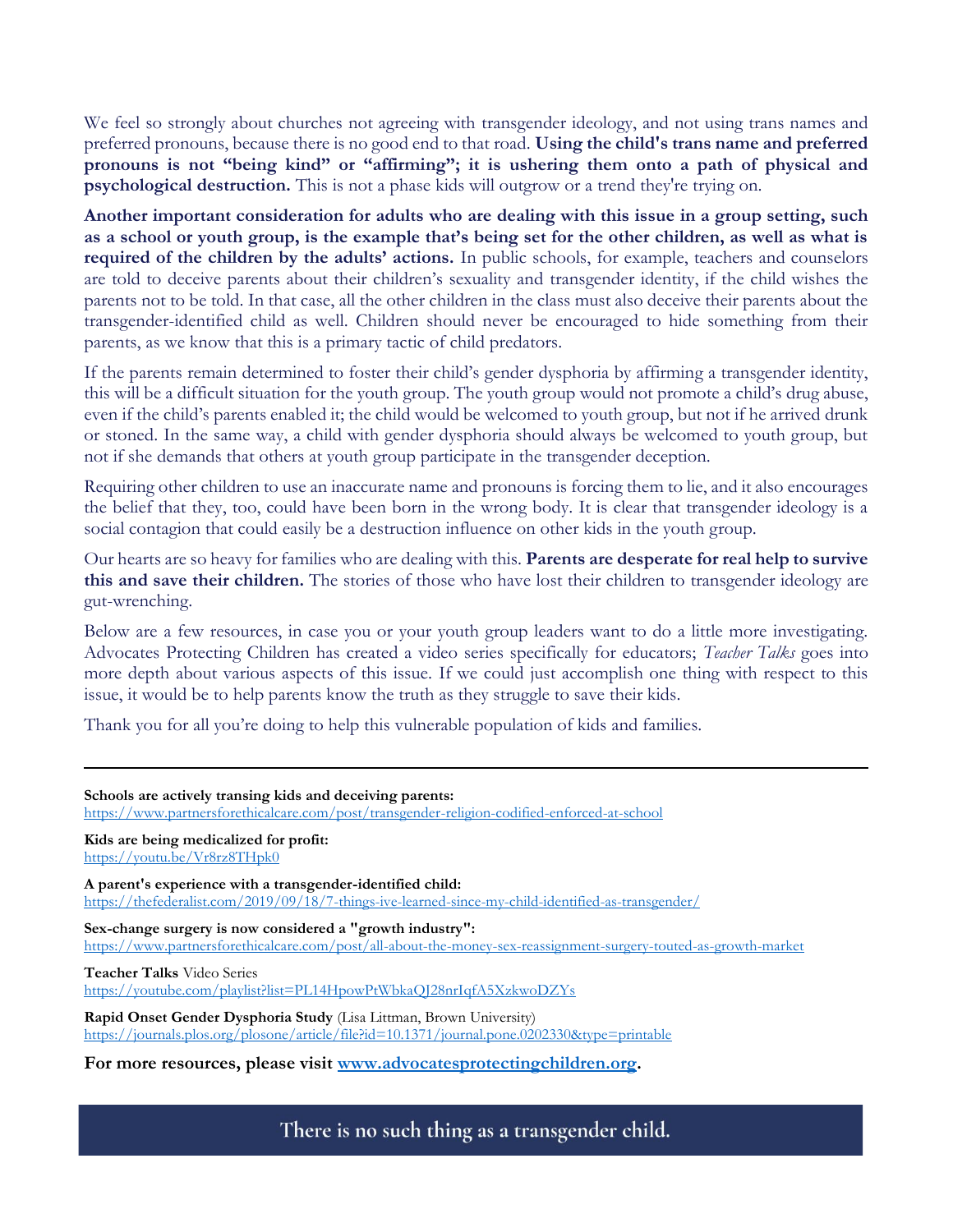We feel so strongly about churches not agreeing with transgender ideology, and not using trans names and preferred pronouns, because there is no good end to that road. **Using the child's trans name and preferred pronouns is not "being kind" or "affirming"; it is ushering them onto a path of physical and psychological destruction.** This is not a phase kids will outgrow or a trend they're trying on.

**Another important consideration for adults who are dealing with this issue in a group setting, such as a school or youth group, is the example that's being set for the other children, as well as what is required of the children by the adults' actions.** In public schools, for example, teachers and counselors are told to deceive parents about their children's sexuality and transgender identity, if the child wishes the parents not to be told. In that case, all the other children in the class must also deceive their parents about the transgender-identified child as well. Children should never be encouraged to hide something from their parents, as we know that this is a primary tactic of child predators.

If the parents remain determined to foster their child's gender dysphoria by affirming a transgender identity, this will be a difficult situation for the youth group. The youth group would not promote a child's drug abuse, even if the child's parents enabled it; the child would be welcomed to youth group, but not if he arrived drunk or stoned. In the same way, a child with gender dysphoria should always be welcomed to youth group, but not if she demands that others at youth group participate in the transgender deception.

Requiring other children to use an inaccurate name and pronouns is forcing them to lie, and it also encourages the belief that they, too, could have been born in the wrong body. It is clear that transgender ideology is a social contagion that could easily be a destruction influence on other kids in the youth group.

Our hearts are so heavy for families who are dealing with this. **Parents are desperate for real help to survive this and save their children.** The stories of those who have lost their children to transgender ideology are gut-wrenching.

Below are a few resources, in case you or your youth group leaders want to do a little more investigating. Advocates Protecting Children has created a video series specifically for educators; *Teacher Talks* goes into more depth about various aspects of this issue. If we could just accomplish one thing with respect to this issue, it would be to help parents know the truth as they struggle to save their kids.

Thank you for all you're doing to help this vulnerable population of kids and families.

---

**Schools are actively transing kids and deceiving parents:**
https://www.partnersforethicalcare.com/post/transgender-religion-codified-enforced-at-school

**Kids are being medicalized for profit:**
https://youtu.be/Vr8rz8THpk0

**A parent's experience with a transgender-identified child:**
https://thefederalist.com/2019/09/18/7-things-ive-learned-since-my-child-identified-as-transgender/

**Sex-change surgery is now considered a "growth industry":**
https://www.partnersforethicalcare.com/post/all-about-the-money-sex-reassignment-surgery-touted-as-growth-market

**Teacher Talks** Video Series
https://youtube.com/playlist?list=PL14HpowPtWbkaQJ28nrIqfA5XzkwoDZYs

**Rapid Onset Gender Dysphoria Study** (Lisa Littman, Brown University)
https://journals.plos.org/plosone/article/file?id=10.1371/journal.pone.0202330&type=printable

**For more resources, please visit www.advocatesprotectingchildren.org.**

There is no such thing as a transgender child.